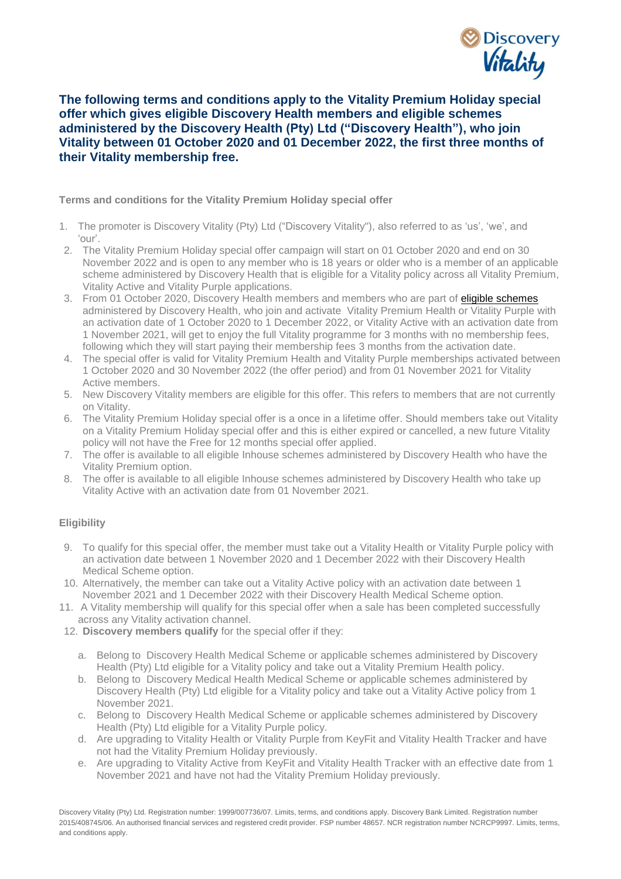**The following terms and conditions apply to the Vitality Premium Holiday special offer which gives eligible Discovery Health members and eligible schemes administered by the Discovery Health (Pty) Ltd ("Discovery Health"), who join Vitality between 01 October 2020 and 01 December 2022, the first three months of their Vitality membership free.**

**Terms and conditions for the Vitality Premium Holiday special offer**

1. The promoter is Discovery Vitality (Pty) Ltd ("Discovery Vitality"), also referred to as 'us', 'we', and 'our'.
2. The Vitality Premium Holiday special offer campaign will start on 01 October 2020 and end on 30 November 2022 and is open to any member who is 18 years or older who is a member of an applicable scheme administered by Discovery Health that is eligible for a Vitality policy across all Vitality Premium, Vitality Active and Vitality Purple applications.
3. From 01 October 2020, Discovery Health members and members who are part of eligible schemes administered by Discovery Health, who join and activate Vitality Premium Health or Vitality Purple with an activation date of 1 October 2020 to 1 December 2022, or Vitality Active with an activation date from 1 November 2021, will get to enjoy the full Vitality programme for 3 months with no membership fees, following which they will start paying their membership fees 3 months from the activation date.
4. The special offer is valid for Vitality Premium Health and Vitality Purple memberships activated between 1 October 2020 and 30 November 2022 (the offer period) and from 01 November 2021 for Vitality Active members.
5. New Discovery Vitality members are eligible for this offer. This refers to members that are not currently on Vitality.
6. The Vitality Premium Holiday special offer is a once in a lifetime offer. Should members take out Vitality on a Vitality Premium Holiday special offer and this is either expired or cancelled, a new future Vitality policy will not have the Free for 12 months special offer applied.
7. The offer is available to all eligible Inhouse schemes administered by Discovery Health who have the Vitality Premium option.
8. The offer is available to all eligible Inhouse schemes administered by Discovery Health who take up Vitality Active with an activation date from 01 November 2021.

**Eligibility**

9. To qualify for this special offer, the member must take out a Vitality Health or Vitality Purple policy with an activation date between 1 November 2020 and 1 December 2022 with their Discovery Health Medical Scheme option.
10. Alternatively, the member can take out a Vitality Active policy with an activation date between 1 November 2021 and 1 December 2022 with their Discovery Health Medical Scheme option.
11. A Vitality membership will qualify for this special offer when a sale has been completed successfully across any Vitality activation channel.
12. **Discovery members qualify** for the special offer if they:
    a. Belong to Discovery Health Medical Scheme or applicable schemes administered by Discovery Health (Pty) Ltd eligible for a Vitality policy and take out a Vitality Premium Health policy.
    b. Belong to Discovery Medical Health Medical Scheme or applicable schemes administered by Discovery Health (Pty) Ltd eligible for a Vitality policy and take out a Vitality Active policy from 1 November 2021.
    c. Belong to Discovery Health Medical Scheme or applicable schemes administered by Discovery Health (Pty) Ltd eligible for a Vitality Purple policy.
    d. Are upgrading to Vitality Health or Vitality Purple from KeyFit and Vitality Health Tracker and have not had the Vitality Premium Holiday previously.
    e. Are upgrading to Vitality Active from KeyFit and Vitality Health Tracker with an effective date from 1 November 2021 and have not had the Vitality Premium Holiday previously.

Discovery Vitality (Pty) Ltd. Registration number: 1999/007736/07. Limits, terms, and conditions apply. Discovery Bank Limited. Registration number 2015/408745/06. An authorised financial services and registered credit provider. FSP number 48657. NCR registration number NCRCP9997. Limits, terms, and conditions apply.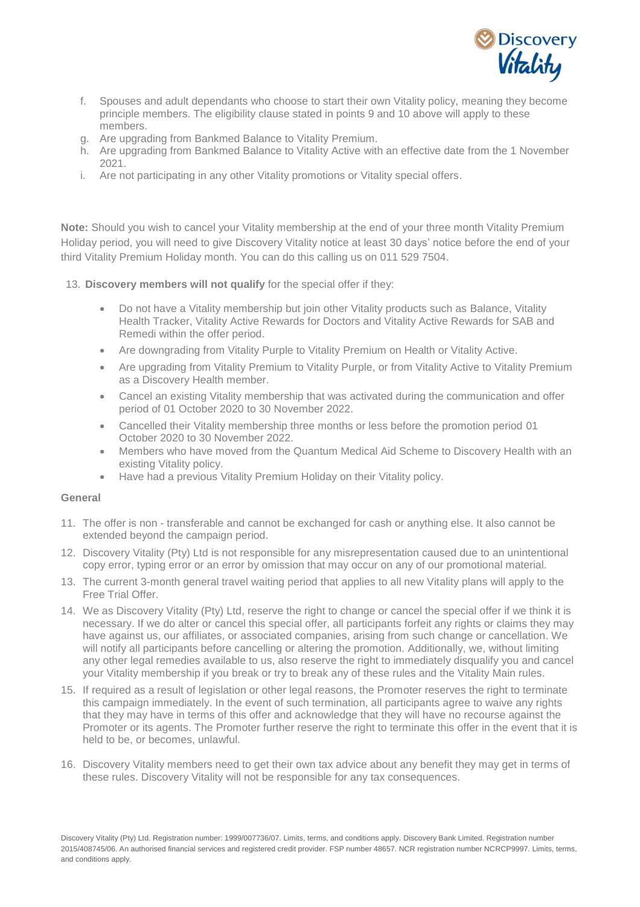f. Spouses and adult dependants who choose to start their own Vitality policy, meaning they become principle members. The eligibility clause stated in points 9 and 10 above will apply to these members.
g. Are upgrading from Bankmed Balance to Vitality Premium.
h. Are upgrading from Bankmed Balance to Vitality Active with an effective date from the 1 November 2021.
i. Are not participating in any other Vitality promotions or Vitality special offers.

**Note:** Should you wish to cancel your Vitality membership at the end of your three month Vitality Premium Holiday period, you will need to give Discovery Vitality notice at least 30 days' notice before the end of your third Vitality Premium Holiday month. You can do this calling us on 011 529 7504.

13. **Discovery members will not qualify** for the special offer if they:

- Do not have a Vitality membership but join other Vitality products such as Balance, Vitality Health Tracker, Vitality Active Rewards for Doctors and Vitality Active Rewards for SAB and Remedi within the offer period.
- Are downgrading from Vitality Purple to Vitality Premium on Health or Vitality Active.
- Are upgrading from Vitality Premium to Vitality Purple, or from Vitality Active to Vitality Premium as a Discovery Health member.
- Cancel an existing Vitality membership that was activated during the communication and offer period of 01 October 2020 to 30 November 2022.
- Cancelled their Vitality membership three months or less before the promotion period 01 October 2020 to 30 November 2022.
- Members who have moved from the Quantum Medical Aid Scheme to Discovery Health with an existing Vitality policy.
- Have had a previous Vitality Premium Holiday on their Vitality policy.

**General**

11. The offer is non - transferable and cannot be exchanged for cash or anything else. It also cannot be extended beyond the campaign period.
12. Discovery Vitality (Pty) Ltd is not responsible for any misrepresentation caused due to an unintentional copy error, typing error or an error by omission that may occur on any of our promotional material.
13. The current 3-month general travel waiting period that applies to all new Vitality plans will apply to the Free Trial Offer.
14. We as Discovery Vitality (Pty) Ltd, reserve the right to change or cancel the special offer if we think it is necessary. If we do alter or cancel this special offer, all participants forfeit any rights or claims they may have against us, our affiliates, or associated companies, arising from such change or cancellation. We will notify all participants before cancelling or altering the promotion. Additionally, we, without limiting any other legal remedies available to us, also reserve the right to immediately disqualify you and cancel your Vitality membership if you break or try to break any of these rules and the Vitality Main rules.
15. If required as a result of legislation or other legal reasons, the Promoter reserves the right to terminate this campaign immediately. In the event of such termination, all participants agree to waive any rights that they may have in terms of this offer and acknowledge that they will have no recourse against the Promoter or its agents. The Promoter further reserve the right to terminate this offer in the event that it is held to be, or becomes, unlawful.
16. Discovery Vitality members need to get their own tax advice about any benefit they may get in terms of these rules. Discovery Vitality will not be responsible for any tax consequences.

Discovery Vitality (Pty) Ltd. Registration number: 1999/007736/07. Limits, terms, and conditions apply. Discovery Bank Limited. Registration number 2015/408745/06. An authorised financial services and registered credit provider. FSP number 48657. NCR registration number NCRCP9997. Limits, terms, and conditions apply.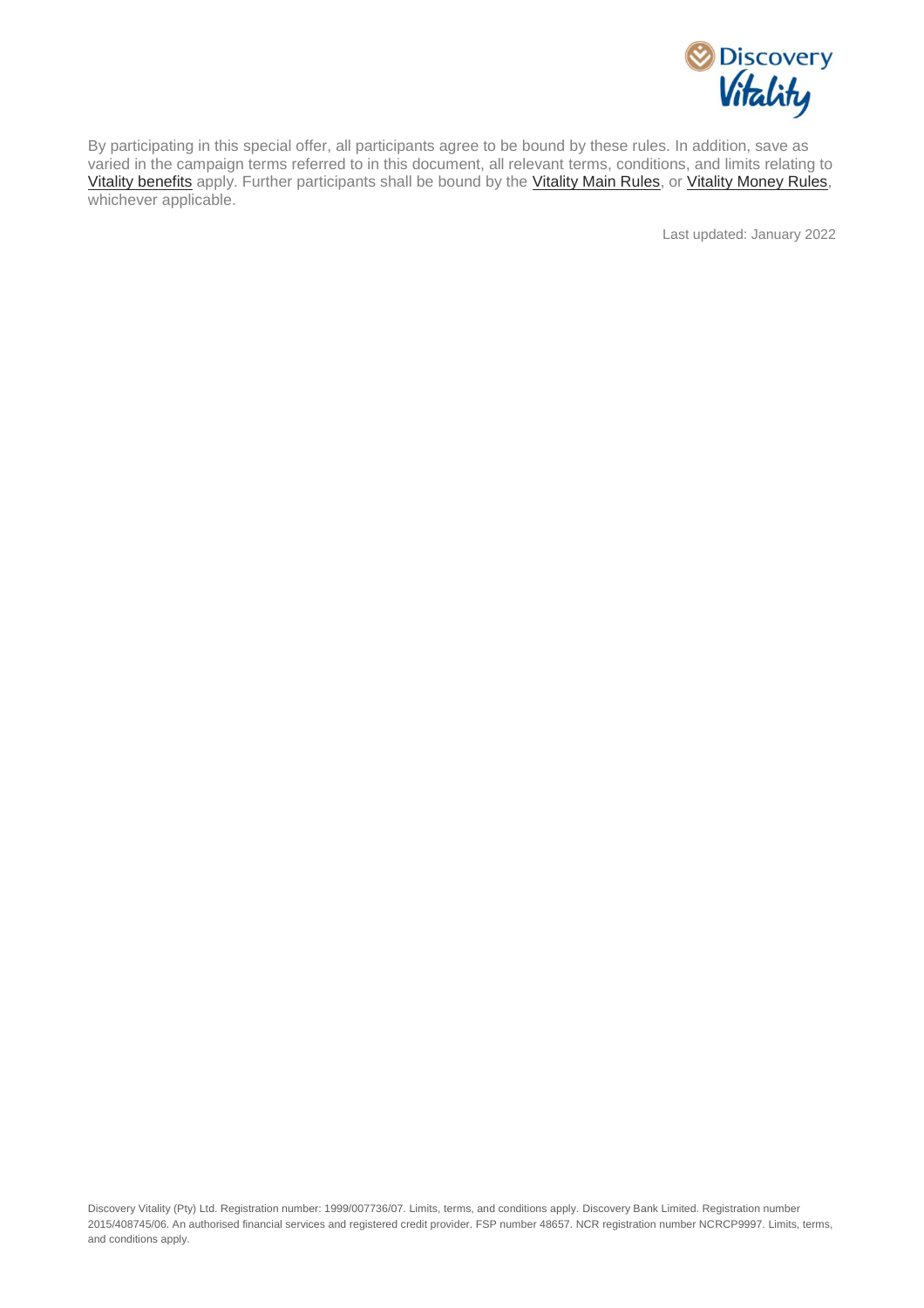By participating in this special offer, all participants agree to be bound by these rules. In addition, save as varied in the campaign terms referred to in this document, all relevant terms, conditions, and limits relating to Vitality benefits apply. Further participants shall be bound by the Vitality Main Rules, or Vitality Money Rules, whichever applicable.

Last updated: January 2022

Discovery Vitality (Pty) Ltd. Registration number: 1999/007736/07. Limits, terms, and conditions apply. Discovery Bank Limited. Registration number 2015/408745/06. An authorised financial services and registered credit provider. FSP number 48657. NCR registration number NCRCP9997. Limits, terms, and conditions apply.